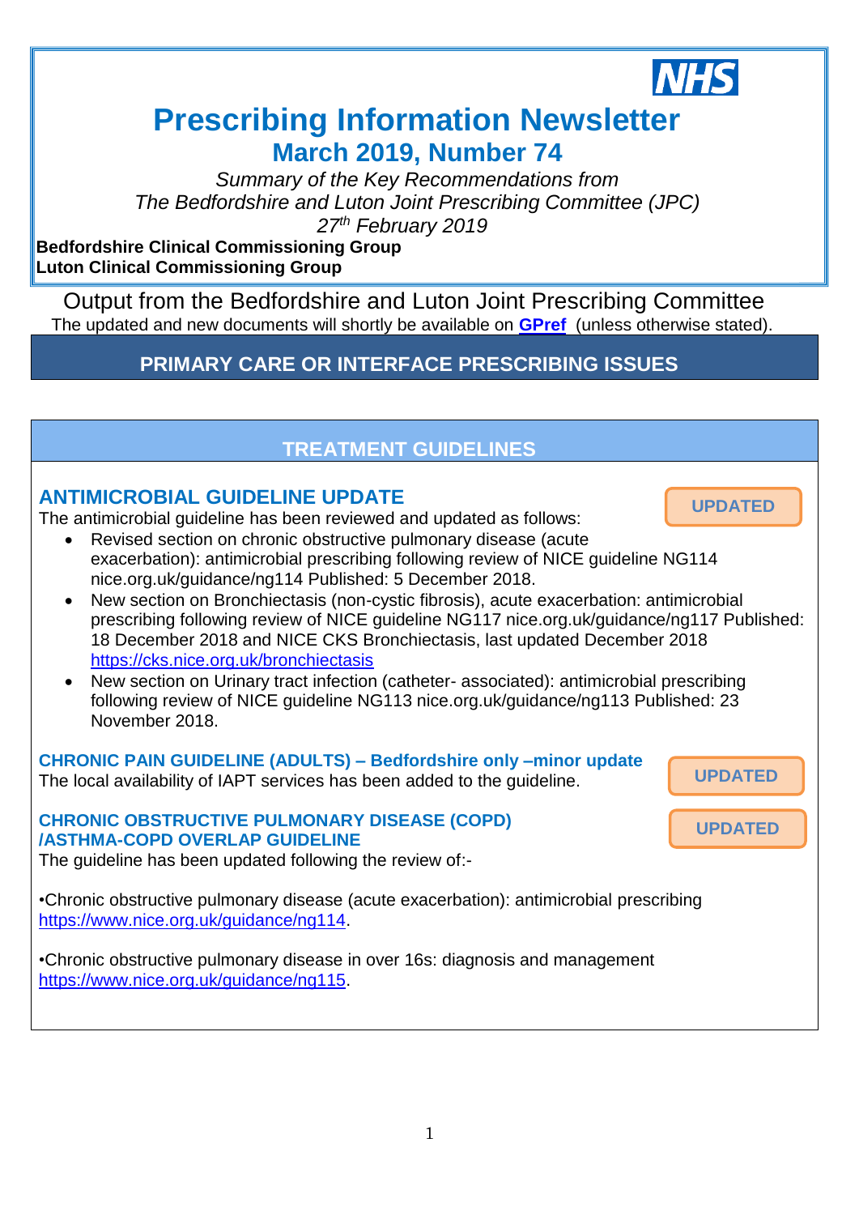NHS

# Prescribing Information Newsletter

## March 2019, Number 74

*Summary of the Key Recommendations from*
*The Bedfordshire and Luton Joint Prescribing Committee (JPC)*
*27th February 2019*

**Bedfordshire Clinical Commissioning Group**
**Luton Clinical Commissioning Group**

Output from the Bedfordshire and Luton Joint Prescribing Committee

The updated and new documents will shortly be available on **GPref** (unless otherwise stated).

## PRIMARY CARE OR INTERFACE PRESCRIBING ISSUES

## TREATMENT GUIDELINES

### ANTIMICROBIAL GUIDELINE UPDATE

UPDATED

The antimicrobial guideline has been reviewed and updated as follows:

- Revised section on chronic obstructive pulmonary disease (acute exacerbation): antimicrobial prescribing following review of NICE guideline NG114 nice.org.uk/guidance/ng114 Published: 5 December 2018.
- New section on Bronchiectasis (non-cystic fibrosis), acute exacerbation: antimicrobial prescribing following review of NICE guideline NG117 nice.org.uk/guidance/ng117 Published: 18 December 2018 and NICE CKS Bronchiectasis, last updated December 2018 https://cks.nice.org.uk/bronchiectasis
- New section on Urinary tract infection (catheter- associated): antimicrobial prescribing following review of NICE guideline NG113 nice.org.uk/guidance/ng113 Published: 23 November 2018.

### CHRONIC PAIN GUIDELINE (ADULTS) – Bedfordshire only –minor update

UPDATED

The local availability of IAPT services has been added to the guideline.

### CHRONIC OBSTRUCTIVE PULMONARY DISEASE (COPD) /ASTHMA-COPD OVERLAP GUIDELINE

UPDATED

The guideline has been updated following the review of:-

•Chronic obstructive pulmonary disease (acute exacerbation): antimicrobial prescribing https://www.nice.org.uk/guidance/ng114.

•Chronic obstructive pulmonary disease in over 16s: diagnosis and management https://www.nice.org.uk/guidance/ng115.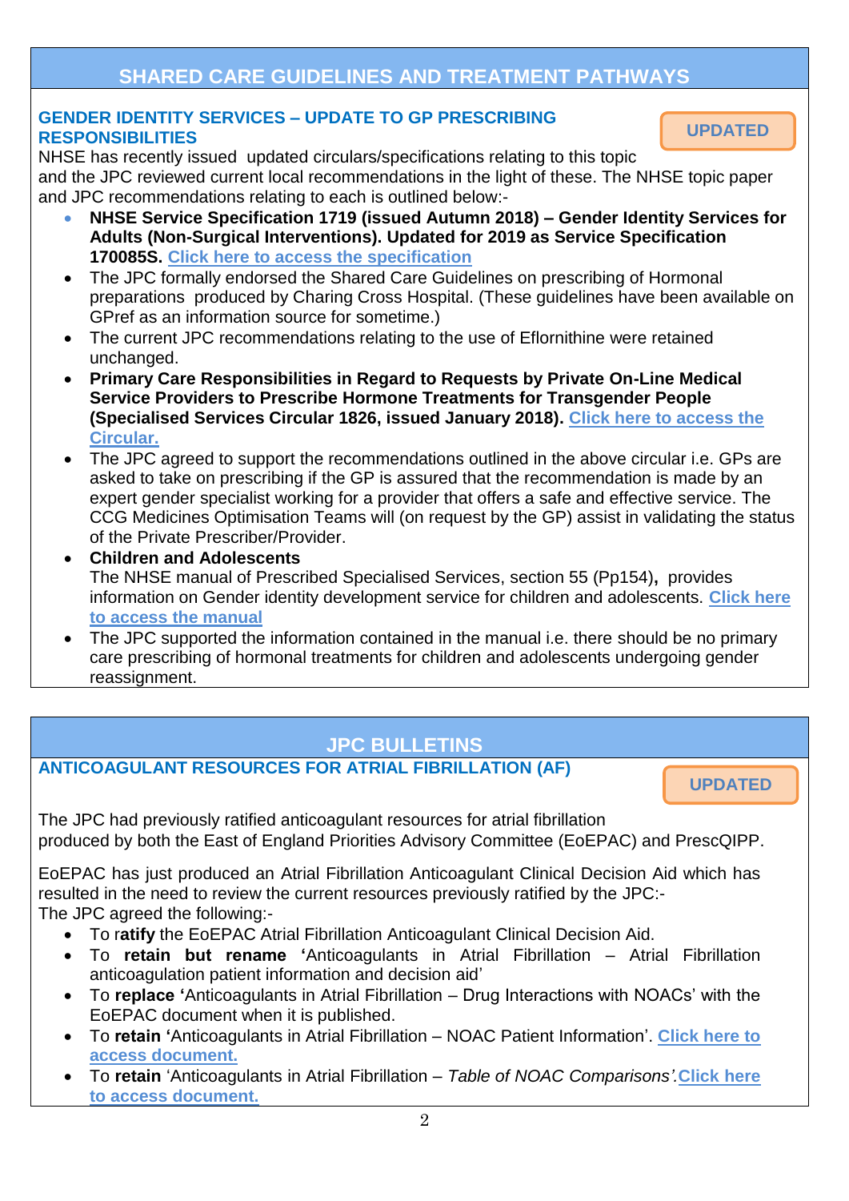## SHARED CARE GUIDELINES AND TREATMENT PATHWAYS

### GENDER IDENTITY SERVICES – UPDATE TO GP PRESCRIBING RESPONSIBILITIES

**UPDATED**

NHSE has recently issued updated circulars/specifications relating to this topic and the JPC reviewed current local recommendations in the light of these. The NHSE topic paper and JPC recommendations relating to each is outlined below:-

- **NHSE Service Specification 1719 (issued Autumn 2018) – Gender Identity Services for Adults (Non-Surgical Interventions). Updated for 2019 as Service Specification 170085S.** **Click here to access the specification**
- The JPC formally endorsed the Shared Care Guidelines on prescribing of Hormonal preparations produced by Charing Cross Hospital. (These guidelines have been available on GPref as an information source for sometime.)
- The current JPC recommendations relating to the use of Eflornithine were retained unchanged.
- **Primary Care Responsibilities in Regard to Requests by Private On-Line Medical Service Providers to Prescribe Hormone Treatments for Transgender People (Specialised Services Circular 1826, issued January 2018).** **Click here to access the Circular.**
- The JPC agreed to support the recommendations outlined in the above circular i.e. GPs are asked to take on prescribing if the GP is assured that the recommendation is made by an expert gender specialist working for a provider that offers a safe and effective service. The CCG Medicines Optimisation Teams will (on request by the GP) assist in validating the status of the Private Prescriber/Provider.
- **Children and Adolescents**
  The NHSE manual of Prescribed Specialised Services, section 55 (Pp154)**,** provides information on Gender identity development service for children and adolescents. **Click here to access the manual**
- The JPC supported the information contained in the manual i.e. there should be no primary care prescribing of hormonal treatments for children and adolescents undergoing gender reassignment.

## JPC BULLETINS

### ANTICOAGULANT RESOURCES FOR ATRIAL FIBRILLATION (AF)

**UPDATED**

The JPC had previously ratified anticoagulant resources for atrial fibrillation produced by both the East of England Priorities Advisory Committee (EoEPAC) and PrescQIPP.

EoEPAC has just produced an Atrial Fibrillation Anticoagulant Clinical Decision Aid which has resulted in the need to review the current resources previously ratified by the JPC:-
The JPC agreed the following:-

- To r**atify** the EoEPAC Atrial Fibrillation Anticoagulant Clinical Decision Aid.
- To **retain but rename** '**Anticoagulants in Atrial Fibrillation – Atrial Fibrillation anticoagulation patient information and decision aid'
- To **replace** '**Anticoagulants in Atrial Fibrillation – Drug Interactions with NOACs' with the EoEPAC document when it is published.
- To **retain** '**Anticoagulants in Atrial Fibrillation – NOAC Patient Information'. **Click here to access document.**
- To **retain** 'Anticoagulants in Atrial Fibrillation – *Table of NOAC Comparisons'.* **Click here to access document.**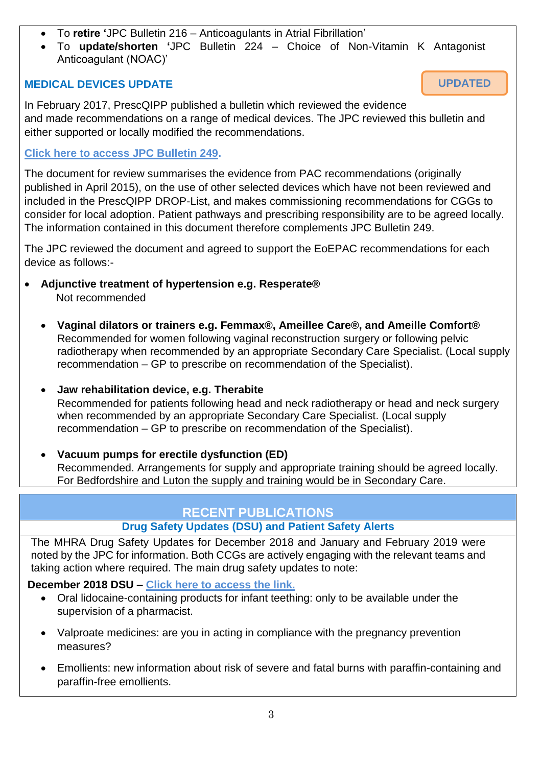- To **retire '**JPC Bulletin 216 – Anticoagulants in Atrial Fibrillation'
- To **update/shorten '**JPC Bulletin 224 – Choice of Non-Vitamin K Antagonist Anticoagulant (NOAC)'

## MEDICAL DEVICES UPDATE

**UPDATED**

In February 2017, PrescQIPP published a bulletin which reviewed the evidence and made recommendations on a range of medical devices. The JPC reviewed this bulletin and either supported or locally modified the recommendations.

**Click here to access JPC Bulletin 249.**

The document for review summarises the evidence from PAC recommendations (originally published in April 2015), on the use of other selected devices which have not been reviewed and included in the PrescQIPP DROP-List, and makes commissioning recommendations for CGGs to consider for local adoption. Patient pathways and prescribing responsibility are to be agreed locally. The information contained in this document therefore complements JPC Bulletin 249.

The JPC reviewed the document and agreed to support the EoEPAC recommendations for each device as follows:-

- **Adjunctive treatment of hypertension e.g. Resperate®**
  Not recommended

- **Vaginal dilators or trainers e.g. Femmax®, Ameillee Care®, and Ameille Comfort®**
  Recommended for women following vaginal reconstruction surgery or following pelvic radiotherapy when recommended by an appropriate Secondary Care Specialist. (Local supply recommendation – GP to prescribe on recommendation of the Specialist).

- **Jaw rehabilitation device, e.g. Therabite**
  Recommended for patients following head and neck radiotherapy or head and neck surgery when recommended by an appropriate Secondary Care Specialist. (Local supply recommendation – GP to prescribe on recommendation of the Specialist).

- **Vacuum pumps for erectile dysfunction (ED)**
  Recommended. Arrangements for supply and appropriate training should be agreed locally. For Bedfordshire and Luton the supply and training would be in Secondary Care.

## RECENT PUBLICATIONS

### Drug Safety Updates (DSU) and Patient Safety Alerts

The MHRA Drug Safety Updates for December 2018 and January and February 2019 were noted by the JPC for information. Both CCGs are actively engaging with the relevant teams and taking action where required. The main drug safety updates to note:

**December 2018 DSU – Click here to access the link.**

- Oral lidocaine-containing products for infant teething: only to be available under the supervision of a pharmacist.
- Valproate medicines: are you in acting in compliance with the pregnancy prevention measures?
- Emollients: new information about risk of severe and fatal burns with paraffin-containing and paraffin-free emollients.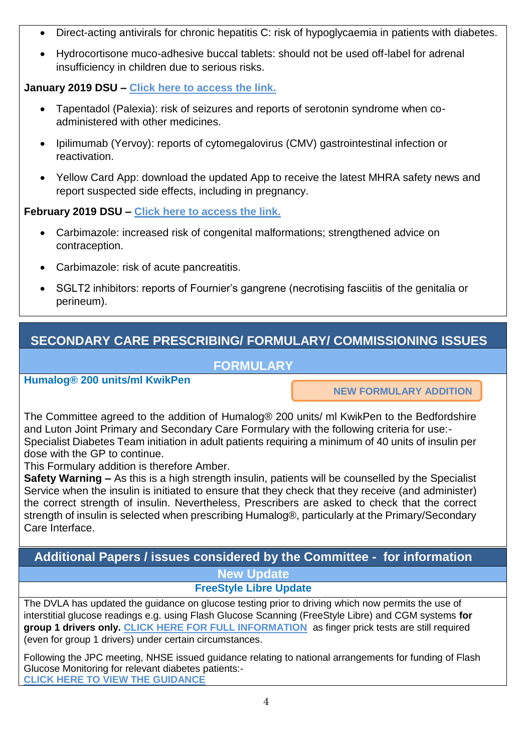- Direct-acting antivirals for chronic hepatitis C: risk of hypoglycaemia in patients with diabetes.
- Hydrocortisone muco-adhesive buccal tablets: should not be used off-label for adrenal insufficiency in children due to serious risks.

**January 2019 DSU –** Click here to access the link.

- Tapentadol (Palexia): risk of seizures and reports of serotonin syndrome when co-administered with other medicines.
- Ipilimumab (Yervoy): reports of cytomegalovirus (CMV) gastrointestinal infection or reactivation.
- Yellow Card App: download the updated App to receive the latest MHRA safety news and report suspected side effects, including in pregnancy.

**February 2019 DSU –** Click here to access the link.

- Carbimazole: increased risk of congenital malformations; strengthened advice on contraception.
- Carbimazole: risk of acute pancreatitis.
- SGLT2 inhibitors: reports of Fournier's gangrene (necrotising fasciitis of the genitalia or perineum).

## SECONDARY CARE PRESCRIBING/ FORMULARY/ COMMISSIONING ISSUES

### FORMULARY

**Humalog® 200 units/ml KwikPen**

**NEW FORMULARY ADDITION**

The Committee agreed to the addition of Humalog® 200 units/ ml KwikPen to the Bedfordshire and Luton Joint Primary and Secondary Care Formulary with the following criteria for use:- Specialist Diabetes Team initiation in adult patients requiring a minimum of 40 units of insulin per dose with the GP to continue.
This Formulary addition is therefore Amber.
**Safety Warning –** As this is a high strength insulin, patients will be counselled by the Specialist Service when the insulin is initiated to ensure that they check that they receive (and administer) the correct strength of insulin. Nevertheless, Prescribers are asked to check that the correct strength of insulin is selected when prescribing Humalog®, particularly at the Primary/Secondary Care Interface.

## Additional Papers / issues considered by the Committee - for information

### New Update

**FreeStyle Libre Update**

The DVLA has updated the guidance on glucose testing prior to driving which now permits the use of interstitial glucose readings e.g. using Flash Glucose Scanning (FreeStyle Libre) and CGM systems **for group 1 drivers only.** CLICK HERE FOR FULL INFORMATION as finger prick tests are still required (even for group 1 drivers) under certain circumstances.

Following the JPC meeting, NHSE issued guidance relating to national arrangements for funding of Flash Glucose Monitoring for relevant diabetes patients:-
CLICK HERE TO VIEW THE GUIDANCE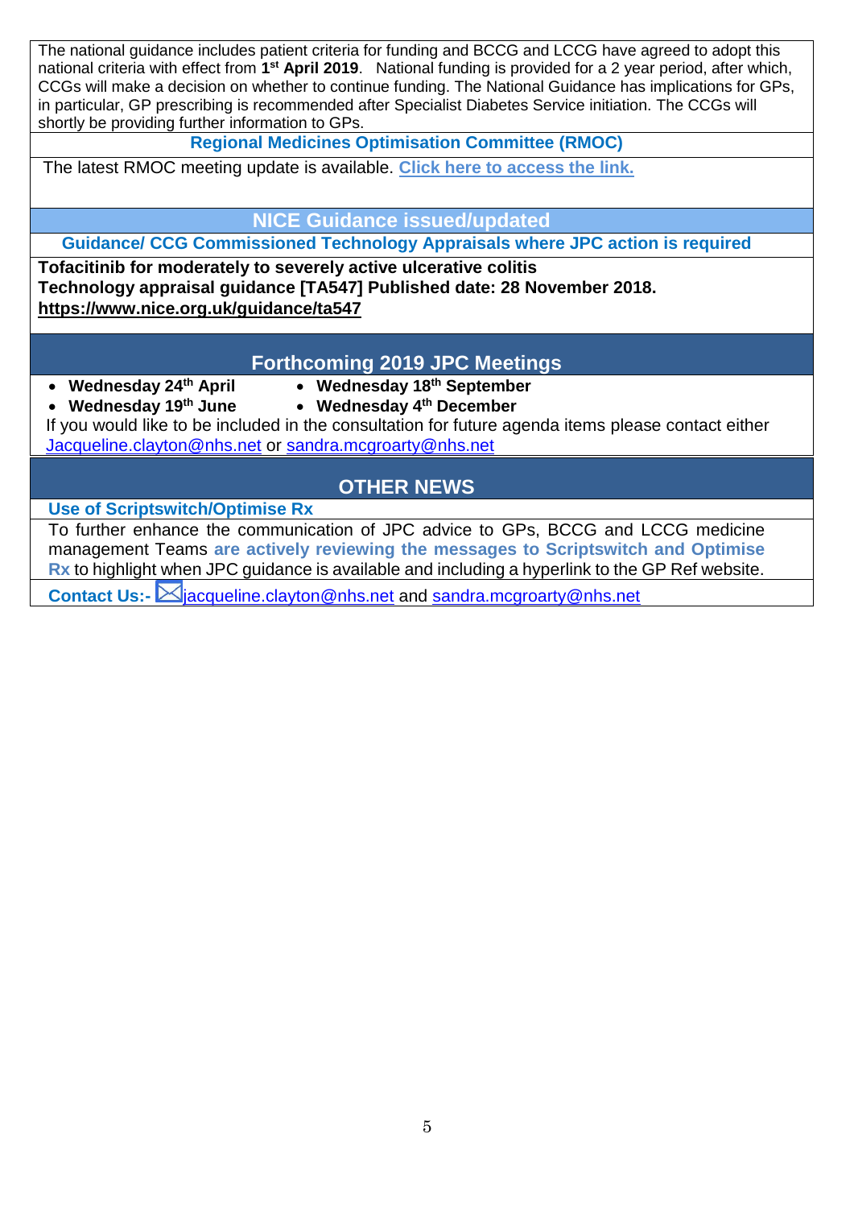The national guidance includes patient criteria for funding and BCCG and LCCG have agreed to adopt this national criteria with effect from **1st April 2019**. National funding is provided for a 2 year period, after which, CCGs will make a decision on whether to continue funding. The National Guidance has implications for GPs, in particular, GP prescribing is recommended after Specialist Diabetes Service initiation. The CCGs will shortly be providing further information to GPs.

### Regional Medicines Optimisation Committee (RMOC)

The latest RMOC meeting update is available. **Click here to access the link.**

## NICE Guidance issued/updated

### Guidance/ CCG Commissioned Technology Appraisals where JPC action is required

**Tofacitinib for moderately to severely active ulcerative colitis**
**Technology appraisal guidance [TA547] Published date: 28 November 2018.**
**https://www.nice.org.uk/guidance/ta547**

## Forthcoming 2019 JPC Meetings

- **Wednesday 24th April**
- **Wednesday 19th June**
- **Wednesday 18th September**
- **Wednesday 4th December**

If you would like to be included in the consultation for future agenda items please contact either Jacqueline.clayton@nhs.net or sandra.mcgroarty@nhs.net

## OTHER NEWS

### Use of Scriptswitch/Optimise Rx

To further enhance the communication of JPC advice to GPs, BCCG and LCCG medicine management Teams **are actively reviewing the messages to Scriptswitch and Optimise Rx** to highlight when JPC guidance is available and including a hyperlink to the GP Ref website.

**Contact Us:-** jacqueline.clayton@nhs.net and sandra.mcgroarty@nhs.net